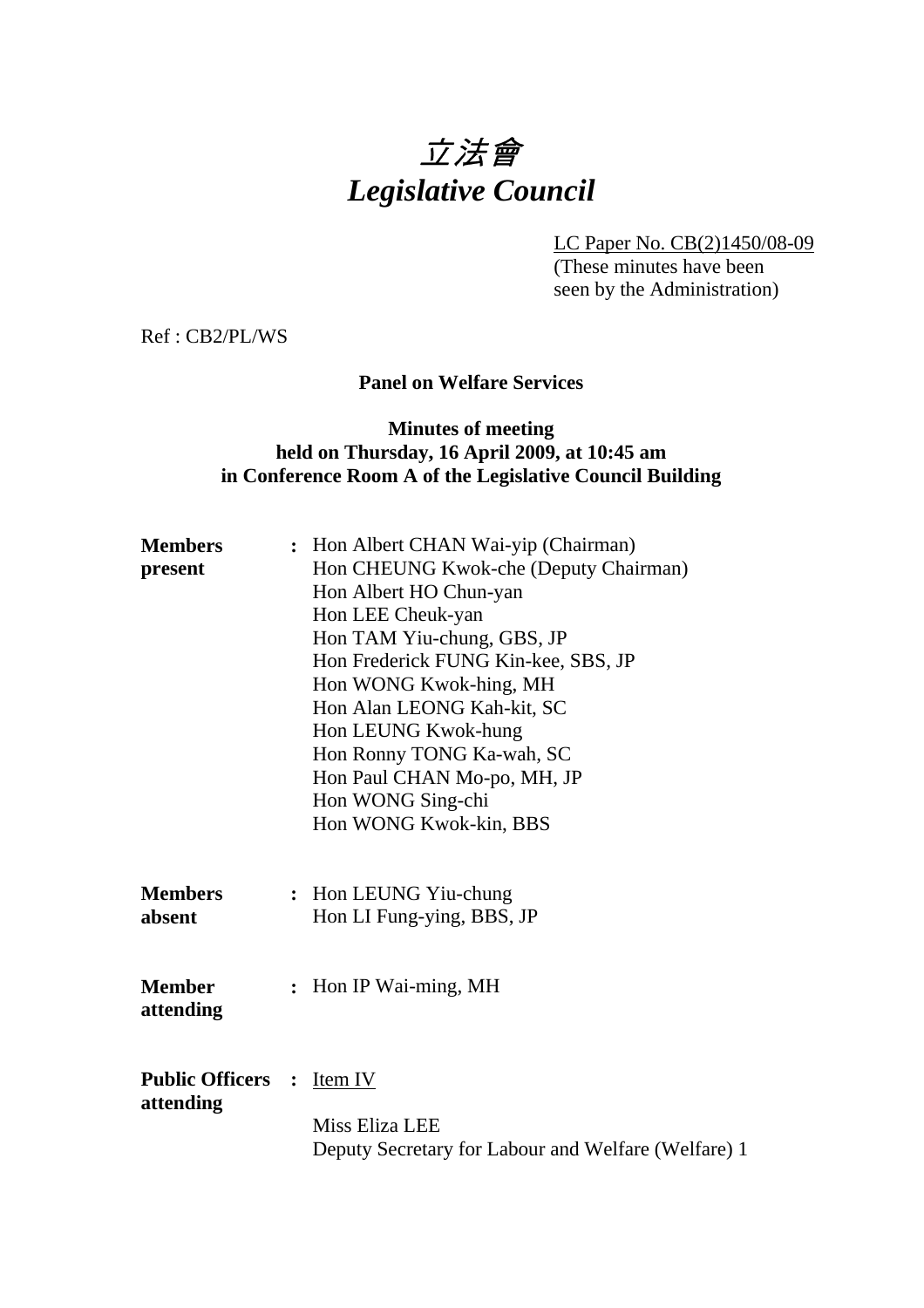# *立法會*
# *Legislative Council*

LC Paper No. CB(2)1450/08-09
(These minutes have been seen by the Administration)

Ref : CB2/PL/WS

**Panel on Welfare Services**

**Minutes of meeting**
**held on Thursday, 16 April 2009, at 10:45 am**
**in Conference Room A of the Legislative Council Building**

**Members present** : Hon Albert CHAN Wai-yip (Chairman)
Hon CHEUNG Kwok-che (Deputy Chairman)
Hon Albert HO Chun-yan
Hon LEE Cheuk-yan
Hon TAM Yiu-chung, GBS, JP
Hon Frederick FUNG Kin-kee, SBS, JP
Hon WONG Kwok-hing, MH
Hon Alan LEONG Kah-kit, SC
Hon LEUNG Kwok-hung
Hon Ronny TONG Ka-wah, SC
Hon Paul CHAN Mo-po, MH, JP
Hon WONG Sing-chi
Hon WONG Kwok-kin, BBS

**Members absent** : Hon LEUNG Yiu-chung
Hon LI Fung-ying, BBS, JP

**Member attending** : Hon IP Wai-ming, MH

**Public Officers attending** : Item IV

Miss Eliza LEE
Deputy Secretary for Labour and Welfare (Welfare) 1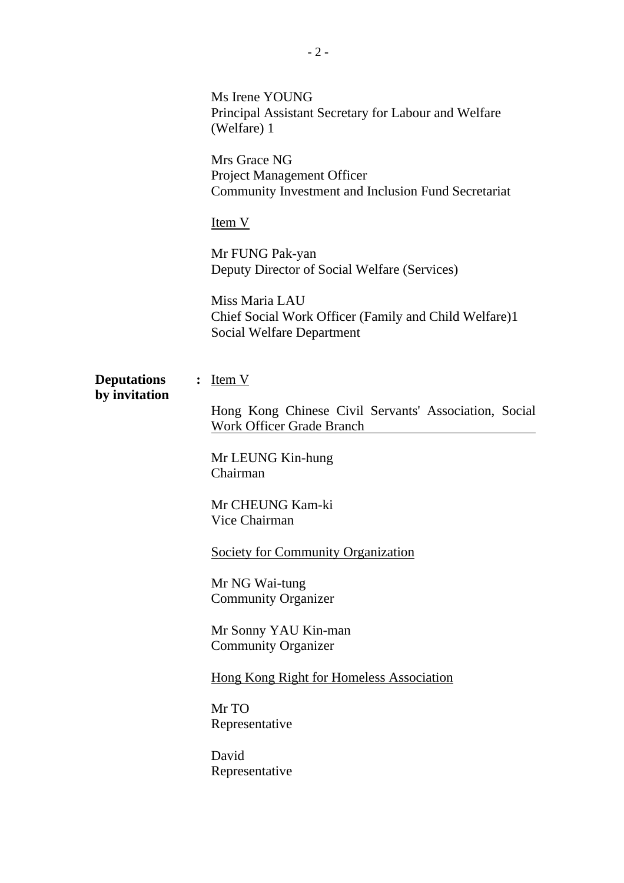Ms Irene YOUNG
Principal Assistant Secretary for Labour and Welfare (Welfare) 1

Mrs Grace NG
Project Management Officer
Community Investment and Inclusion Fund Secretariat

Item V

Mr FUNG Pak-yan
Deputy Director of Social Welfare (Services)

Miss Maria LAU
Chief Social Work Officer (Family and Child Welfare)1
Social Welfare Department

**Deputations by invitation** : Item V

Hong Kong Chinese Civil Servants' Association, Social Work Officer Grade Branch

Mr LEUNG Kin-hung
Chairman

Mr CHEUNG Kam-ki
Vice Chairman

Society for Community Organization

Mr NG Wai-tung
Community Organizer

Mr Sonny YAU Kin-man
Community Organizer

Hong Kong Right for Homeless Association

Mr TO
Representative

David
Representative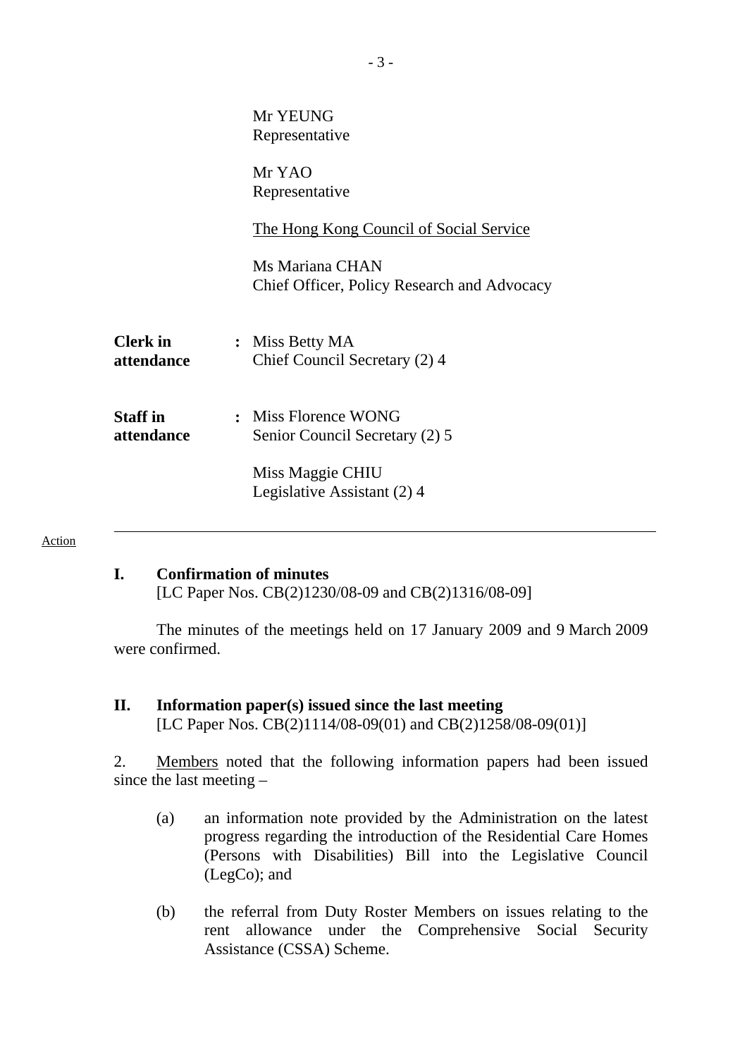Mr YEUNG
Representative

Mr YAO
Representative

The Hong Kong Council of Social Service

Ms Mariana CHAN
Chief Officer, Policy Research and Advocacy

**Clerk in attendance** : Miss Betty MA
Chief Council Secretary (2) 4

**Staff in attendance** : Miss Florence WONG
Senior Council Secretary (2) 5

Miss Maggie CHIU
Legislative Assistant (2) 4

---

Action

## I. Confirmation of minutes

[LC Paper Nos. CB(2)1230/08-09 and CB(2)1316/08-09]

The minutes of the meetings held on 17 January 2009 and 9 March 2009 were confirmed.

## II. Information paper(s) issued since the last meeting

[LC Paper Nos. CB(2)1114/08-09(01) and CB(2)1258/08-09(01)]

2. Members noted that the following information papers had been issued since the last meeting –

(a) an information note provided by the Administration on the latest progress regarding the introduction of the Residential Care Homes (Persons with Disabilities) Bill into the Legislative Council (LegCo); and

(b) the referral from Duty Roster Members on issues relating to the rent allowance under the Comprehensive Social Security Assistance (CSSA) Scheme.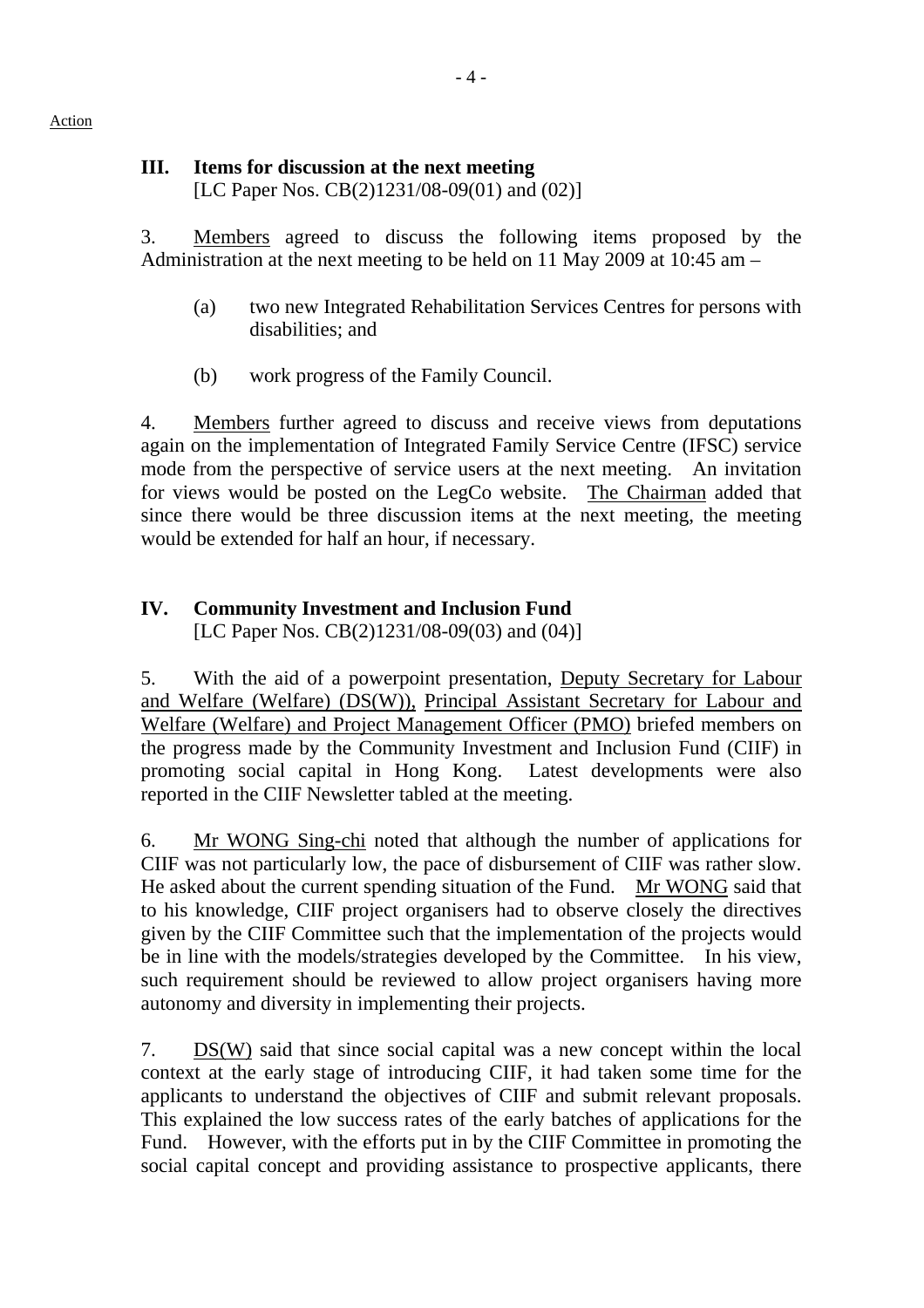Action

### III. Items for discussion at the next meeting

[LC Paper Nos. CB(2)1231/08-09(01) and (02)]

3. Members agreed to discuss the following items proposed by the Administration at the next meeting to be held on 11 May 2009 at 10:45 am –

(a) two new Integrated Rehabilitation Services Centres for persons with disabilities; and

(b) work progress of the Family Council.

4. Members further agreed to discuss and receive views from deputations again on the implementation of Integrated Family Service Centre (IFSC) service mode from the perspective of service users at the next meeting. An invitation for views would be posted on the LegCo website. The Chairman added that since there would be three discussion items at the next meeting, the meeting would be extended for half an hour, if necessary.

### IV. Community Investment and Inclusion Fund

[LC Paper Nos. CB(2)1231/08-09(03) and (04)]

5. With the aid of a powerpoint presentation, Deputy Secretary for Labour and Welfare (Welfare) (DS(W)), Principal Assistant Secretary for Labour and Welfare (Welfare) and Project Management Officer (PMO) briefed members on the progress made by the Community Investment and Inclusion Fund (CIIF) in promoting social capital in Hong Kong. Latest developments were also reported in the CIIF Newsletter tabled at the meeting.

6. Mr WONG Sing-chi noted that although the number of applications for CIIF was not particularly low, the pace of disbursement of CIIF was rather slow. He asked about the current spending situation of the Fund. Mr WONG said that to his knowledge, CIIF project organisers had to observe closely the directives given by the CIIF Committee such that the implementation of the projects would be in line with the models/strategies developed by the Committee. In his view, such requirement should be reviewed to allow project organisers having more autonomy and diversity in implementing their projects.

7. DS(W) said that since social capital was a new concept within the local context at the early stage of introducing CIIF, it had taken some time for the applicants to understand the objectives of CIIF and submit relevant proposals. This explained the low success rates of the early batches of applications for the Fund. However, with the efforts put in by the CIIF Committee in promoting the social capital concept and providing assistance to prospective applicants, there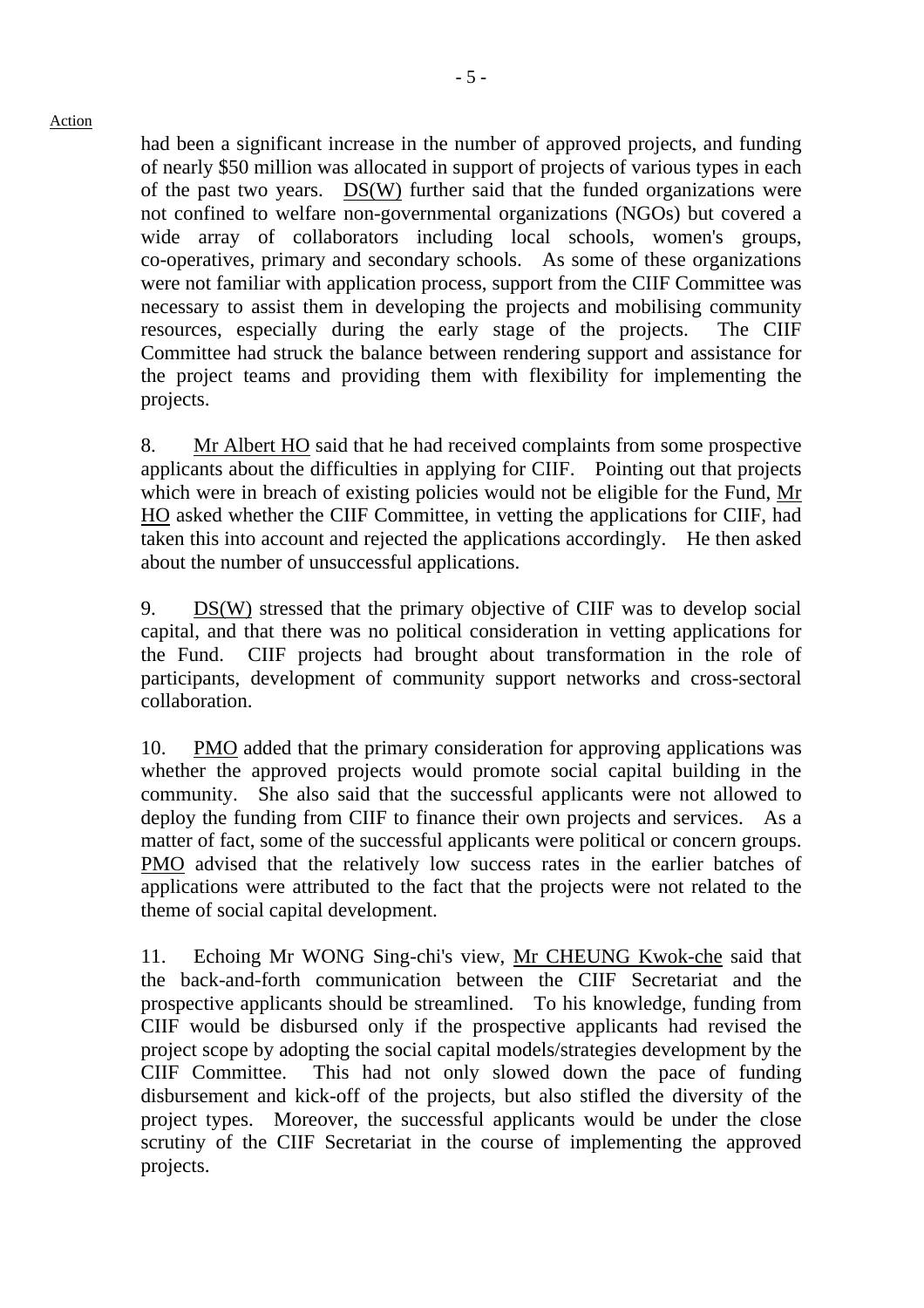had been a significant increase in the number of approved projects, and funding of nearly $50 million was allocated in support of projects of various types in each of the past two years. DS(W) further said that the funded organizations were not confined to welfare non-governmental organizations (NGOs) but covered a wide array of collaborators including local schools, women's groups, co-operatives, primary and secondary schools. As some of these organizations were not familiar with application process, support from the CIIF Committee was necessary to assist them in developing the projects and mobilising community resources, especially during the early stage of the projects. The CIIF Committee had struck the balance between rendering support and assistance for the project teams and providing them with flexibility for implementing the projects.

8. Mr Albert HO said that he had received complaints from some prospective applicants about the difficulties in applying for CIIF. Pointing out that projects which were in breach of existing policies would not be eligible for the Fund, Mr HO asked whether the CIIF Committee, in vetting the applications for CIIF, had taken this into account and rejected the applications accordingly. He then asked about the number of unsuccessful applications.

9. DS(W) stressed that the primary objective of CIIF was to develop social capital, and that there was no political consideration in vetting applications for the Fund. CIIF projects had brought about transformation in the role of participants, development of community support networks and cross-sectoral collaboration.

10. PMO added that the primary consideration for approving applications was whether the approved projects would promote social capital building in the community. She also said that the successful applicants were not allowed to deploy the funding from CIIF to finance their own projects and services. As a matter of fact, some of the successful applicants were political or concern groups. PMO advised that the relatively low success rates in the earlier batches of applications were attributed to the fact that the projects were not related to the theme of social capital development.

11. Echoing Mr WONG Sing-chi's view, Mr CHEUNG Kwok-che said that the back-and-forth communication between the CIIF Secretariat and the prospective applicants should be streamlined. To his knowledge, funding from CIIF would be disbursed only if the prospective applicants had revised the project scope by adopting the social capital models/strategies development by the CIIF Committee. This had not only slowed down the pace of funding disbursement and kick-off of the projects, but also stifled the diversity of the project types. Moreover, the successful applicants would be under the close scrutiny of the CIIF Secretariat in the course of implementing the approved projects.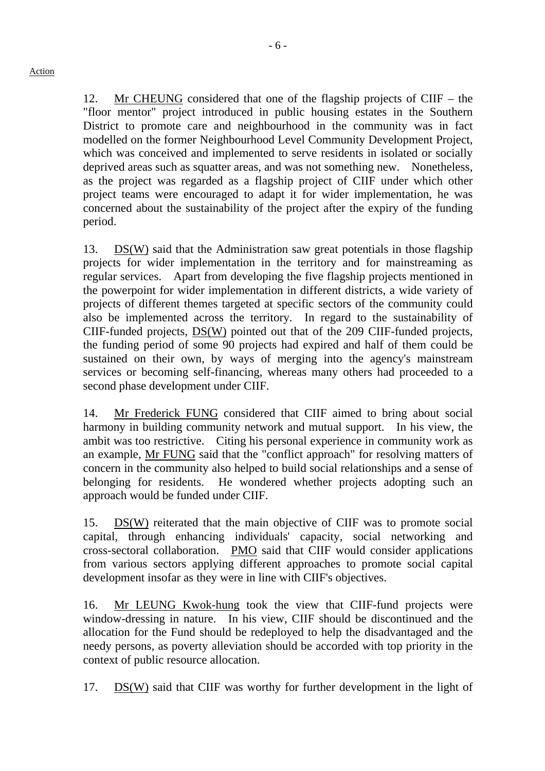Action

12. Mr CHEUNG considered that one of the flagship projects of CIIF – the "floor mentor" project introduced in public housing estates in the Southern District to promote care and neighbourhood in the community was in fact modelled on the former Neighbourhood Level Community Development Project, which was conceived and implemented to serve residents in isolated or socially deprived areas such as squatter areas, and was not something new. Nonetheless, as the project was regarded as a flagship project of CIIF under which other project teams were encouraged to adapt it for wider implementation, he was concerned about the sustainability of the project after the expiry of the funding period.

13. DS(W) said that the Administration saw great potentials in those flagship projects for wider implementation in the territory and for mainstreaming as regular services. Apart from developing the five flagship projects mentioned in the powerpoint for wider implementation in different districts, a wide variety of projects of different themes targeted at specific sectors of the community could also be implemented across the territory. In regard to the sustainability of CIIF-funded projects, DS(W) pointed out that of the 209 CIIF-funded projects, the funding period of some 90 projects had expired and half of them could be sustained on their own, by ways of merging into the agency's mainstream services or becoming self-financing, whereas many others had proceeded to a second phase development under CIIF.

14. Mr Frederick FUNG considered that CIIF aimed to bring about social harmony in building community network and mutual support. In his view, the ambit was too restrictive. Citing his personal experience in community work as an example, Mr FUNG said that the "conflict approach" for resolving matters of concern in the community also helped to build social relationships and a sense of belonging for residents. He wondered whether projects adopting such an approach would be funded under CIIF.

15. DS(W) reiterated that the main objective of CIIF was to promote social capital, through enhancing individuals' capacity, social networking and cross-sectoral collaboration. PMO said that CIIF would consider applications from various sectors applying different approaches to promote social capital development insofar as they were in line with CIIF's objectives.

16. Mr LEUNG Kwok-hung took the view that CIIF-fund projects were window-dressing in nature. In his view, CIIF should be discontinued and the allocation for the Fund should be redeployed to help the disadvantaged and the needy persons, as poverty alleviation should be accorded with top priority in the context of public resource allocation.

17. DS(W) said that CIIF was worthy for further development in the light of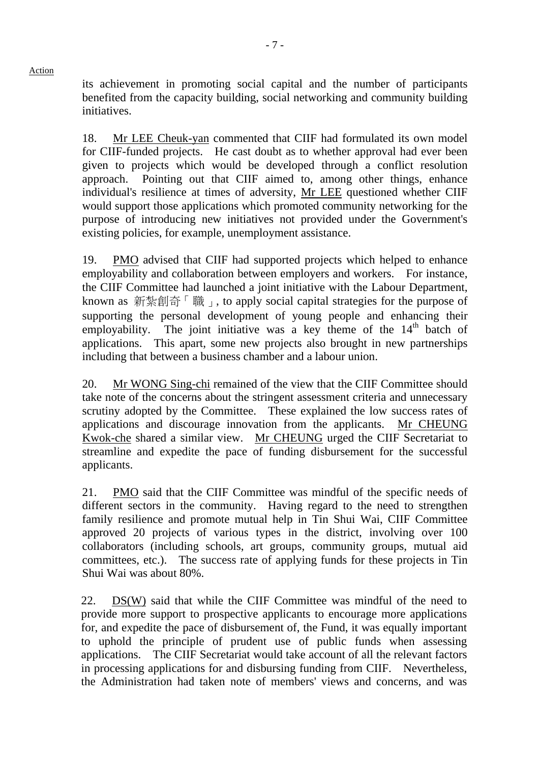Action

its achievement in promoting social capital and the number of participants benefited from the capacity building, social networking and community building initiatives.

18. Mr LEE Cheuk-yan commented that CIIF had formulated its own model for CIIF-funded projects. He cast doubt as to whether approval had ever been given to projects which would be developed through a conflict resolution approach. Pointing out that CIIF aimed to, among other things, enhance individual's resilience at times of adversity, Mr LEE questioned whether CIIF would support those applications which promoted community networking for the purpose of introducing new initiatives not provided under the Government's existing policies, for example, unemployment assistance.

19. PMO advised that CIIF had supported projects which helped to enhance employability and collaboration between employers and workers. For instance, the CIIF Committee had launched a joint initiative with the Labour Department, known as 新紮創奇「職」, to apply social capital strategies for the purpose of supporting the personal development of young people and enhancing their employability. The joint initiative was a key theme of the 14th batch of applications. This apart, some new projects also brought in new partnerships including that between a business chamber and a labour union.

20. Mr WONG Sing-chi remained of the view that the CIIF Committee should take note of the concerns about the stringent assessment criteria and unnecessary scrutiny adopted by the Committee. These explained the low success rates of applications and discourage innovation from the applicants. Mr CHEUNG Kwok-che shared a similar view. Mr CHEUNG urged the CIIF Secretariat to streamline and expedite the pace of funding disbursement for the successful applicants.

21. PMO said that the CIIF Committee was mindful of the specific needs of different sectors in the community. Having regard to the need to strengthen family resilience and promote mutual help in Tin Shui Wai, CIIF Committee approved 20 projects of various types in the district, involving over 100 collaborators (including schools, art groups, community groups, mutual aid committees, etc.). The success rate of applying funds for these projects in Tin Shui Wai was about 80%.

22. DS(W) said that while the CIIF Committee was mindful of the need to provide more support to prospective applicants to encourage more applications for, and expedite the pace of disbursement of, the Fund, it was equally important to uphold the principle of prudent use of public funds when assessing applications. The CIIF Secretariat would take account of all the relevant factors in processing applications for and disbursing funding from CIIF. Nevertheless, the Administration had taken note of members' views and concerns, and was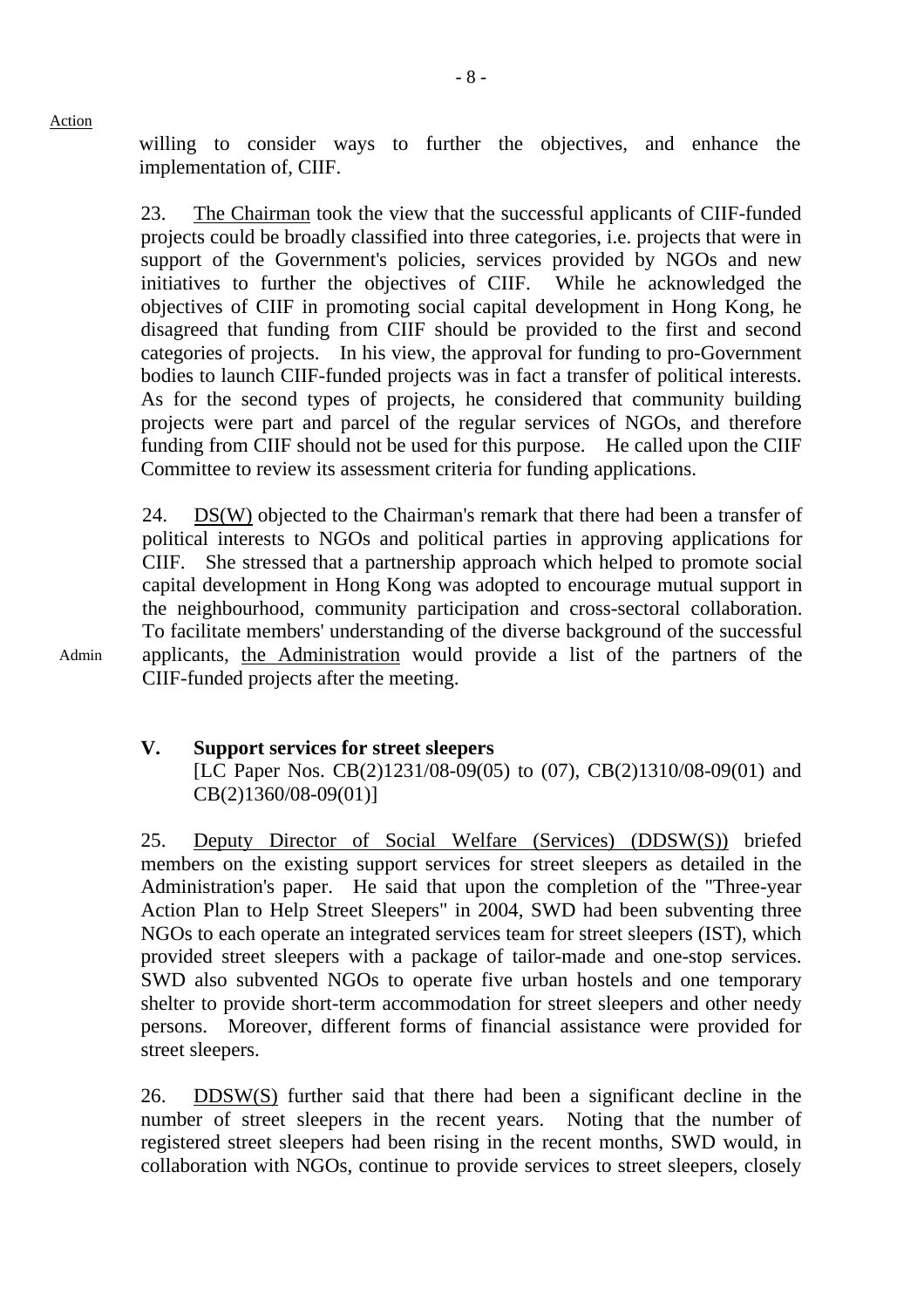Action

willing to consider ways to further the objectives, and enhance the implementation of, CIIF.

23. The Chairman took the view that the successful applicants of CIIF-funded projects could be broadly classified into three categories, i.e. projects that were in support of the Government's policies, services provided by NGOs and new initiatives to further the objectives of CIIF. While he acknowledged the objectives of CIIF in promoting social capital development in Hong Kong, he disagreed that funding from CIIF should be provided to the first and second categories of projects. In his view, the approval for funding to pro-Government bodies to launch CIIF-funded projects was in fact a transfer of political interests. As for the second types of projects, he considered that community building projects were part and parcel of the regular services of NGOs, and therefore funding from CIIF should not be used for this purpose. He called upon the CIIF Committee to review its assessment criteria for funding applications.

24. DS(W) objected to the Chairman's remark that there had been a transfer of political interests to NGOs and political parties in approving applications for CIIF. She stressed that a partnership approach which helped to promote social capital development in Hong Kong was adopted to encourage mutual support in the neighbourhood, community participation and cross-sectoral collaboration. To facilitate members' understanding of the diverse background of the successful applicants, the Administration would provide a list of the partners of the CIIF-funded projects after the meeting.

Admin

## V. Support services for street sleepers

[LC Paper Nos. CB(2)1231/08-09(05) to (07), CB(2)1310/08-09(01) and CB(2)1360/08-09(01)]

25. Deputy Director of Social Welfare (Services) (DDSW(S)) briefed members on the existing support services for street sleepers as detailed in the Administration's paper. He said that upon the completion of the "Three-year Action Plan to Help Street Sleepers" in 2004, SWD had been subventing three NGOs to each operate an integrated services team for street sleepers (IST), which provided street sleepers with a package of tailor-made and one-stop services. SWD also subvented NGOs to operate five urban hostels and one temporary shelter to provide short-term accommodation for street sleepers and other needy persons. Moreover, different forms of financial assistance were provided for street sleepers.

26. DDSW(S) further said that there had been a significant decline in the number of street sleepers in the recent years. Noting that the number of registered street sleepers had been rising in the recent months, SWD would, in collaboration with NGOs, continue to provide services to street sleepers, closely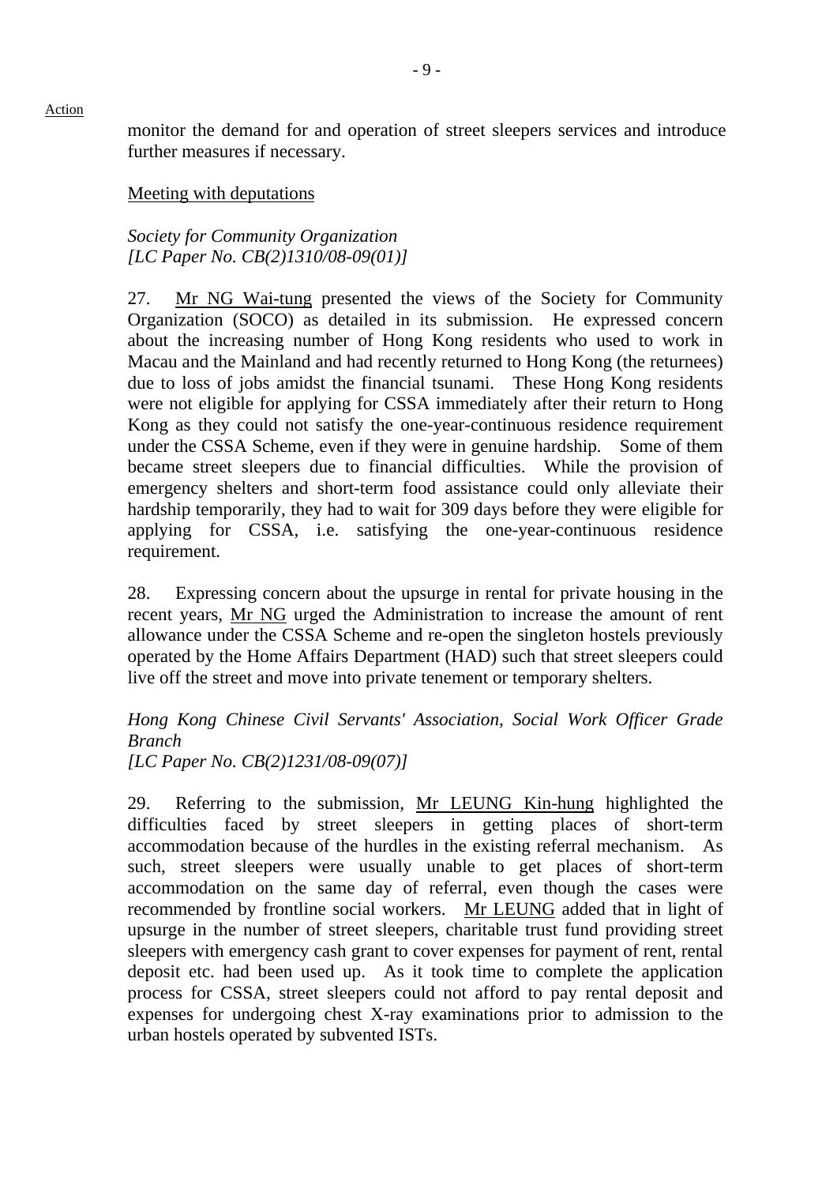monitor the demand for and operation of street sleepers services and introduce further measures if necessary.

Meeting with deputations

*Society for Community Organization*
*[LC Paper No. CB(2)1310/08-09(01)]*

27. Mr NG Wai-tung presented the views of the Society for Community Organization (SOCO) as detailed in its submission. He expressed concern about the increasing number of Hong Kong residents who used to work in Macau and the Mainland and had recently returned to Hong Kong (the returnees) due to loss of jobs amidst the financial tsunami. These Hong Kong residents were not eligible for applying for CSSA immediately after their return to Hong Kong as they could not satisfy the one-year-continuous residence requirement under the CSSA Scheme, even if they were in genuine hardship. Some of them became street sleepers due to financial difficulties. While the provision of emergency shelters and short-term food assistance could only alleviate their hardship temporarily, they had to wait for 309 days before they were eligible for applying for CSSA, i.e. satisfying the one-year-continuous residence requirement.

28. Expressing concern about the upsurge in rental for private housing in the recent years, Mr NG urged the Administration to increase the amount of rent allowance under the CSSA Scheme and re-open the singleton hostels previously operated by the Home Affairs Department (HAD) such that street sleepers could live off the street and move into private tenement or temporary shelters.

*Hong Kong Chinese Civil Servants' Association, Social Work Officer Grade Branch*
*[LC Paper No. CB(2)1231/08-09(07)]*

29. Referring to the submission, Mr LEUNG Kin-hung highlighted the difficulties faced by street sleepers in getting places of short-term accommodation because of the hurdles in the existing referral mechanism. As such, street sleepers were usually unable to get places of short-term accommodation on the same day of referral, even though the cases were recommended by frontline social workers. Mr LEUNG added that in light of upsurge in the number of street sleepers, charitable trust fund providing street sleepers with emergency cash grant to cover expenses for payment of rent, rental deposit etc. had been used up. As it took time to complete the application process for CSSA, street sleepers could not afford to pay rental deposit and expenses for undergoing chest X-ray examinations prior to admission to the urban hostels operated by subvented ISTs.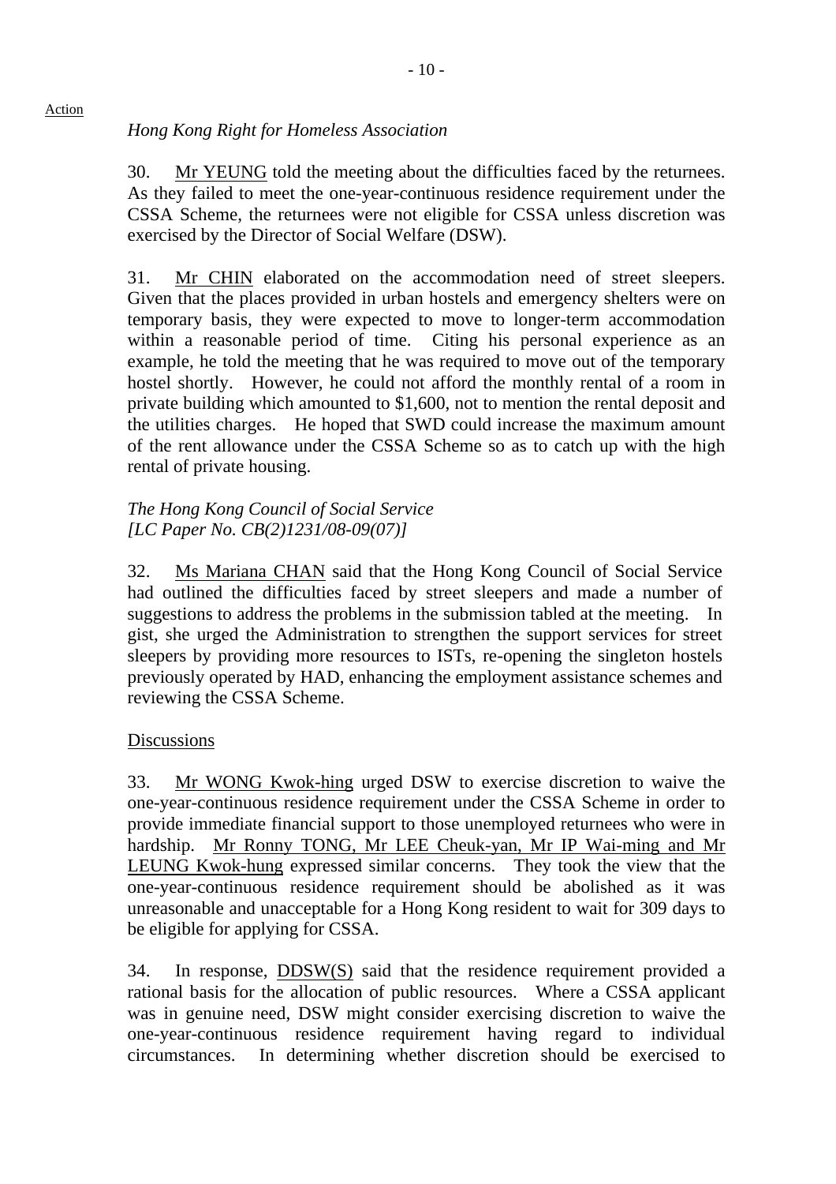Action

*Hong Kong Right for Homeless Association*

30. Mr YEUNG told the meeting about the difficulties faced by the returnees. As they failed to meet the one-year-continuous residence requirement under the CSSA Scheme, the returnees were not eligible for CSSA unless discretion was exercised by the Director of Social Welfare (DSW).

31. Mr CHIN elaborated on the accommodation need of street sleepers. Given that the places provided in urban hostels and emergency shelters were on temporary basis, they were expected to move to longer-term accommodation within a reasonable period of time. Citing his personal experience as an example, he told the meeting that he was required to move out of the temporary hostel shortly. However, he could not afford the monthly rental of a room in private building which amounted to $1,600, not to mention the rental deposit and the utilities charges. He hoped that SWD could increase the maximum amount of the rent allowance under the CSSA Scheme so as to catch up with the high rental of private housing.

*The Hong Kong Council of Social Service*
*[LC Paper No. CB(2)1231/08-09(07)]*

32. Ms Mariana CHAN said that the Hong Kong Council of Social Service had outlined the difficulties faced by street sleepers and made a number of suggestions to address the problems in the submission tabled at the meeting. In gist, she urged the Administration to strengthen the support services for street sleepers by providing more resources to ISTs, re-opening the singleton hostels previously operated by HAD, enhancing the employment assistance schemes and reviewing the CSSA Scheme.

Discussions

33. Mr WONG Kwok-hing urged DSW to exercise discretion to waive the one-year-continuous residence requirement under the CSSA Scheme in order to provide immediate financial support to those unemployed returnees who were in hardship. Mr Ronny TONG, Mr LEE Cheuk-yan, Mr IP Wai-ming and Mr LEUNG Kwok-hung expressed similar concerns. They took the view that the one-year-continuous residence requirement should be abolished as it was unreasonable and unacceptable for a Hong Kong resident to wait for 309 days to be eligible for applying for CSSA.

34. In response, DDSW(S) said that the residence requirement provided a rational basis for the allocation of public resources. Where a CSSA applicant was in genuine need, DSW might consider exercising discretion to waive the one-year-continuous residence requirement having regard to individual circumstances. In determining whether discretion should be exercised to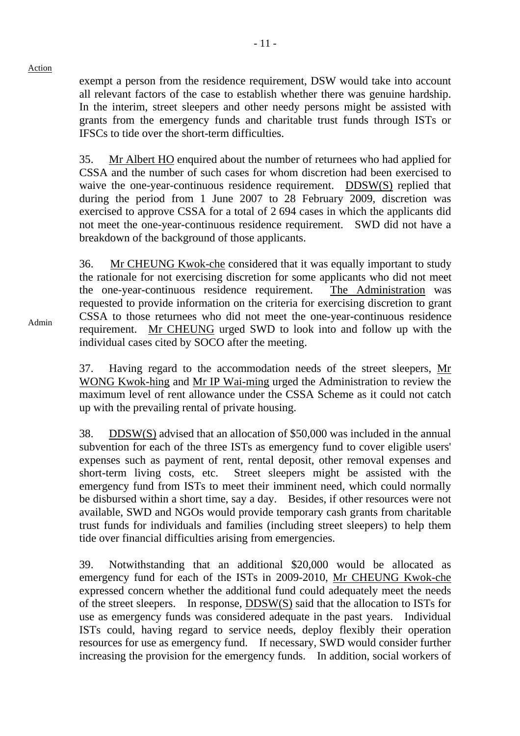Action

exempt a person from the residence requirement, DSW would take into account all relevant factors of the case to establish whether there was genuine hardship. In the interim, street sleepers and other needy persons might be assisted with grants from the emergency funds and charitable trust funds through ISTs or IFSCs to tide over the short-term difficulties.

35. Mr Albert HO enquired about the number of returnees who had applied for CSSA and the number of such cases for whom discretion had been exercised to waive the one-year-continuous residence requirement. DDSW(S) replied that during the period from 1 June 2007 to 28 February 2009, discretion was exercised to approve CSSA for a total of 2 694 cases in which the applicants did not meet the one-year-continuous residence requirement. SWD did not have a breakdown of the background of those applicants.

36. Mr CHEUNG Kwok-che considered that it was equally important to study the rationale for not exercising discretion for some applicants who did not meet the one-year-continuous residence requirement. The Administration was requested to provide information on the criteria for exercising discretion to grant CSSA to those returnees who did not meet the one-year-continuous residence requirement. Mr CHEUNG urged SWD to look into and follow up with the individual cases cited by SOCO after the meeting.

Admin

37. Having regard to the accommodation needs of the street sleepers, Mr WONG Kwok-hing and Mr IP Wai-ming urged the Administration to review the maximum level of rent allowance under the CSSA Scheme as it could not catch up with the prevailing rental of private housing.

38. DDSW(S) advised that an allocation of $50,000 was included in the annual subvention for each of the three ISTs as emergency fund to cover eligible users' expenses such as payment of rent, rental deposit, other removal expenses and short-term living costs, etc. Street sleepers might be assisted with the emergency fund from ISTs to meet their imminent need, which could normally be disbursed within a short time, say a day. Besides, if other resources were not available, SWD and NGOs would provide temporary cash grants from charitable trust funds for individuals and families (including street sleepers) to help them tide over financial difficulties arising from emergencies.

39. Notwithstanding that an additional $20,000 would be allocated as emergency fund for each of the ISTs in 2009-2010, Mr CHEUNG Kwok-che expressed concern whether the additional fund could adequately meet the needs of the street sleepers. In response, DDSW(S) said that the allocation to ISTs for use as emergency funds was considered adequate in the past years. Individual ISTs could, having regard to service needs, deploy flexibly their operation resources for use as emergency fund. If necessary, SWD would consider further increasing the provision for the emergency funds. In addition, social workers of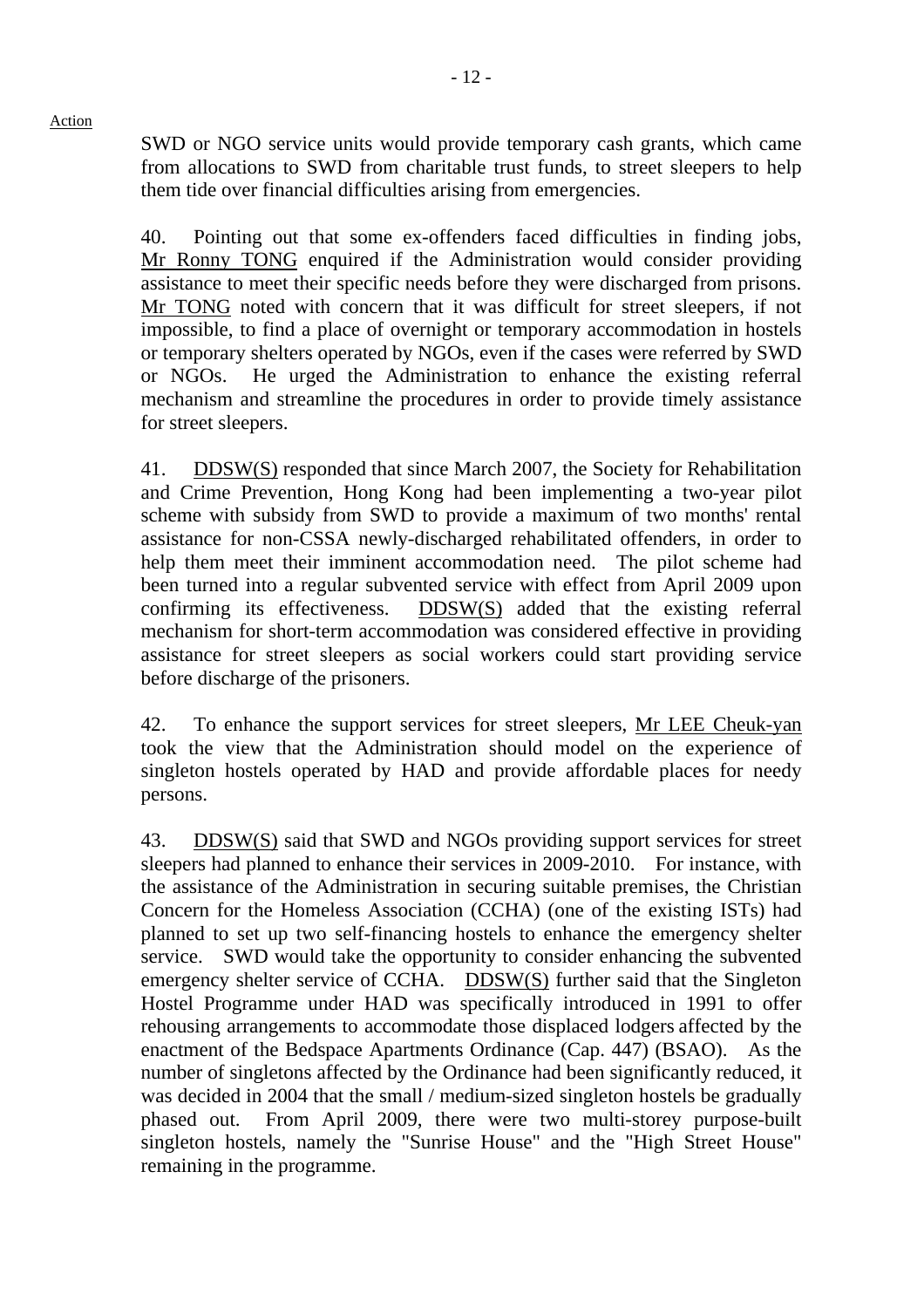Action

SWD or NGO service units would provide temporary cash grants, which came from allocations to SWD from charitable trust funds, to street sleepers to help them tide over financial difficulties arising from emergencies.

40. Pointing out that some ex-offenders faced difficulties in finding jobs, Mr Ronny TONG enquired if the Administration would consider providing assistance to meet their specific needs before they were discharged from prisons. Mr TONG noted with concern that it was difficult for street sleepers, if not impossible, to find a place of overnight or temporary accommodation in hostels or temporary shelters operated by NGOs, even if the cases were referred by SWD or NGOs. He urged the Administration to enhance the existing referral mechanism and streamline the procedures in order to provide timely assistance for street sleepers.

41. DDSW(S) responded that since March 2007, the Society for Rehabilitation and Crime Prevention, Hong Kong had been implementing a two-year pilot scheme with subsidy from SWD to provide a maximum of two months' rental assistance for non-CSSA newly-discharged rehabilitated offenders, in order to help them meet their imminent accommodation need. The pilot scheme had been turned into a regular subvented service with effect from April 2009 upon confirming its effectiveness. DDSW(S) added that the existing referral mechanism for short-term accommodation was considered effective in providing assistance for street sleepers as social workers could start providing service before discharge of the prisoners.

42. To enhance the support services for street sleepers, Mr LEE Cheuk-yan took the view that the Administration should model on the experience of singleton hostels operated by HAD and provide affordable places for needy persons.

43. DDSW(S) said that SWD and NGOs providing support services for street sleepers had planned to enhance their services in 2009-2010. For instance, with the assistance of the Administration in securing suitable premises, the Christian Concern for the Homeless Association (CCHA) (one of the existing ISTs) had planned to set up two self-financing hostels to enhance the emergency shelter service. SWD would take the opportunity to consider enhancing the subvented emergency shelter service of CCHA. DDSW(S) further said that the Singleton Hostel Programme under HAD was specifically introduced in 1991 to offer rehousing arrangements to accommodate those displaced lodgers affected by the enactment of the Bedspace Apartments Ordinance (Cap. 447) (BSAO). As the number of singletons affected by the Ordinance had been significantly reduced, it was decided in 2004 that the small / medium-sized singleton hostels be gradually phased out. From April 2009, there were two multi-storey purpose-built singleton hostels, namely the "Sunrise House" and the "High Street House" remaining in the programme.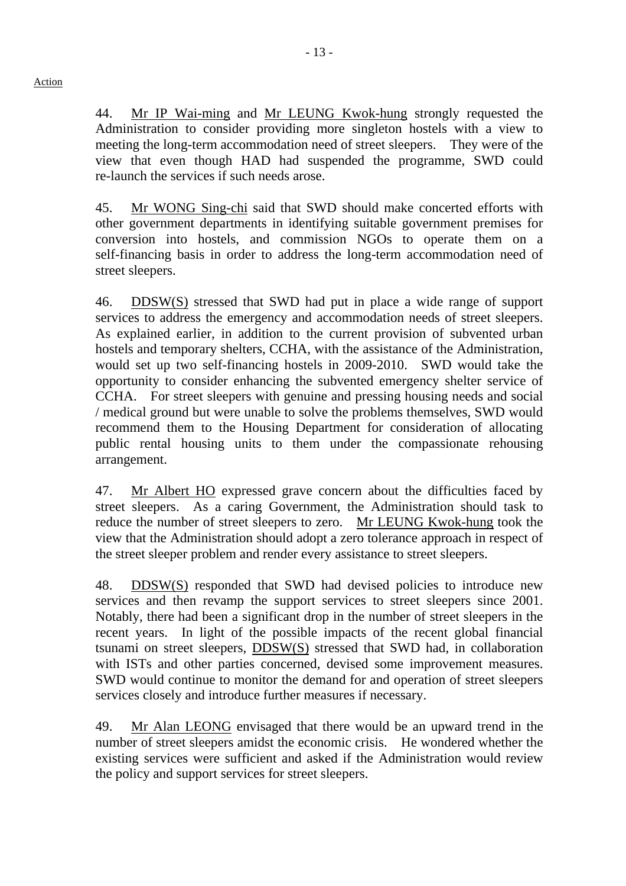Action

44. Mr IP Wai-ming and Mr LEUNG Kwok-hung strongly requested the Administration to consider providing more singleton hostels with a view to meeting the long-term accommodation need of street sleepers. They were of the view that even though HAD had suspended the programme, SWD could re-launch the services if such needs arose.

45. Mr WONG Sing-chi said that SWD should make concerted efforts with other government departments in identifying suitable government premises for conversion into hostels, and commission NGOs to operate them on a self-financing basis in order to address the long-term accommodation need of street sleepers.

46. DDSW(S) stressed that SWD had put in place a wide range of support services to address the emergency and accommodation needs of street sleepers. As explained earlier, in addition to the current provision of subvented urban hostels and temporary shelters, CCHA, with the assistance of the Administration, would set up two self-financing hostels in 2009-2010. SWD would take the opportunity to consider enhancing the subvented emergency shelter service of CCHA. For street sleepers with genuine and pressing housing needs and social / medical ground but were unable to solve the problems themselves, SWD would recommend them to the Housing Department for consideration of allocating public rental housing units to them under the compassionate rehousing arrangement.

47. Mr Albert HO expressed grave concern about the difficulties faced by street sleepers. As a caring Government, the Administration should task to reduce the number of street sleepers to zero. Mr LEUNG Kwok-hung took the view that the Administration should adopt a zero tolerance approach in respect of the street sleeper problem and render every assistance to street sleepers.

48. DDSW(S) responded that SWD had devised policies to introduce new services and then revamp the support services to street sleepers since 2001. Notably, there had been a significant drop in the number of street sleepers in the recent years. In light of the possible impacts of the recent global financial tsunami on street sleepers, DDSW(S) stressed that SWD had, in collaboration with ISTs and other parties concerned, devised some improvement measures. SWD would continue to monitor the demand for and operation of street sleepers services closely and introduce further measures if necessary.

49. Mr Alan LEONG envisaged that there would be an upward trend in the number of street sleepers amidst the economic crisis. He wondered whether the existing services were sufficient and asked if the Administration would review the policy and support services for street sleepers.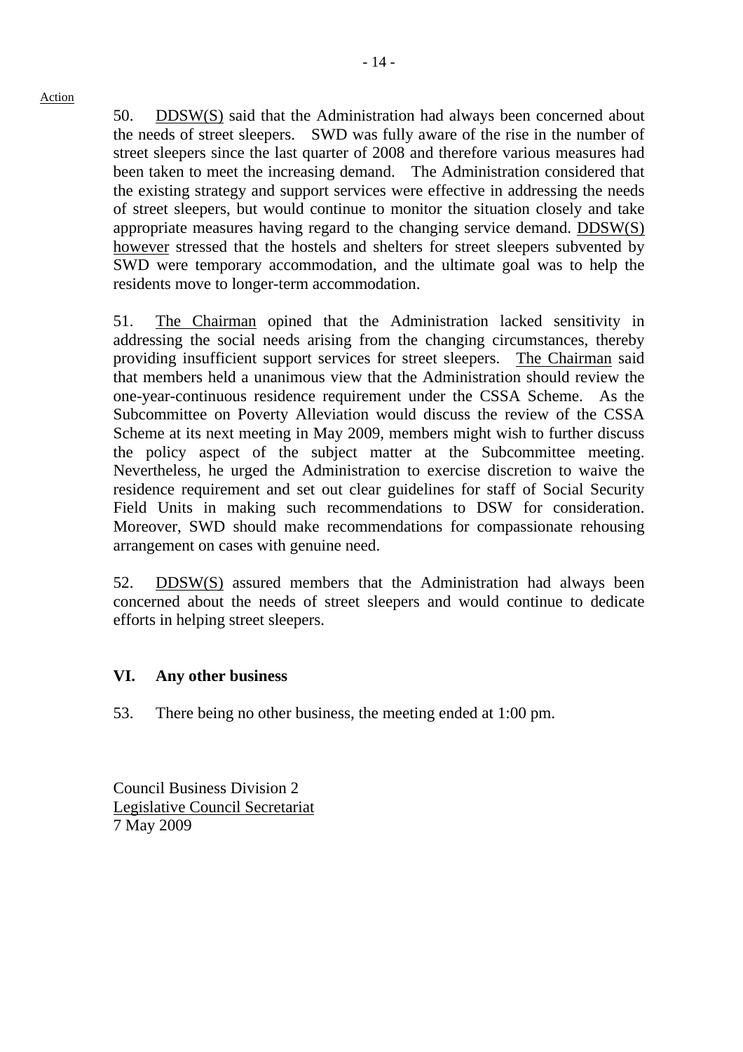Action

50. DDSW(S) said that the Administration had always been concerned about the needs of street sleepers. SWD was fully aware of the rise in the number of street sleepers since the last quarter of 2008 and therefore various measures had been taken to meet the increasing demand. The Administration considered that the existing strategy and support services were effective in addressing the needs of street sleepers, but would continue to monitor the situation closely and take appropriate measures having regard to the changing service demand. DDSW(S) however stressed that the hostels and shelters for street sleepers subvented by SWD were temporary accommodation, and the ultimate goal was to help the residents move to longer-term accommodation.

51. The Chairman opined that the Administration lacked sensitivity in addressing the social needs arising from the changing circumstances, thereby providing insufficient support services for street sleepers. The Chairman said that members held a unanimous view that the Administration should review the one-year-continuous residence requirement under the CSSA Scheme. As the Subcommittee on Poverty Alleviation would discuss the review of the CSSA Scheme at its next meeting in May 2009, members might wish to further discuss the policy aspect of the subject matter at the Subcommittee meeting. Nevertheless, he urged the Administration to exercise discretion to waive the residence requirement and set out clear guidelines for staff of Social Security Field Units in making such recommendations to DSW for consideration. Moreover, SWD should make recommendations for compassionate rehousing arrangement on cases with genuine need.

52. DDSW(S) assured members that the Administration had always been concerned about the needs of street sleepers and would continue to dedicate efforts in helping street sleepers.

## VI. Any other business

53. There being no other business, the meeting ended at 1:00 pm.

Council Business Division 2
Legislative Council Secretariat
7 May 2009